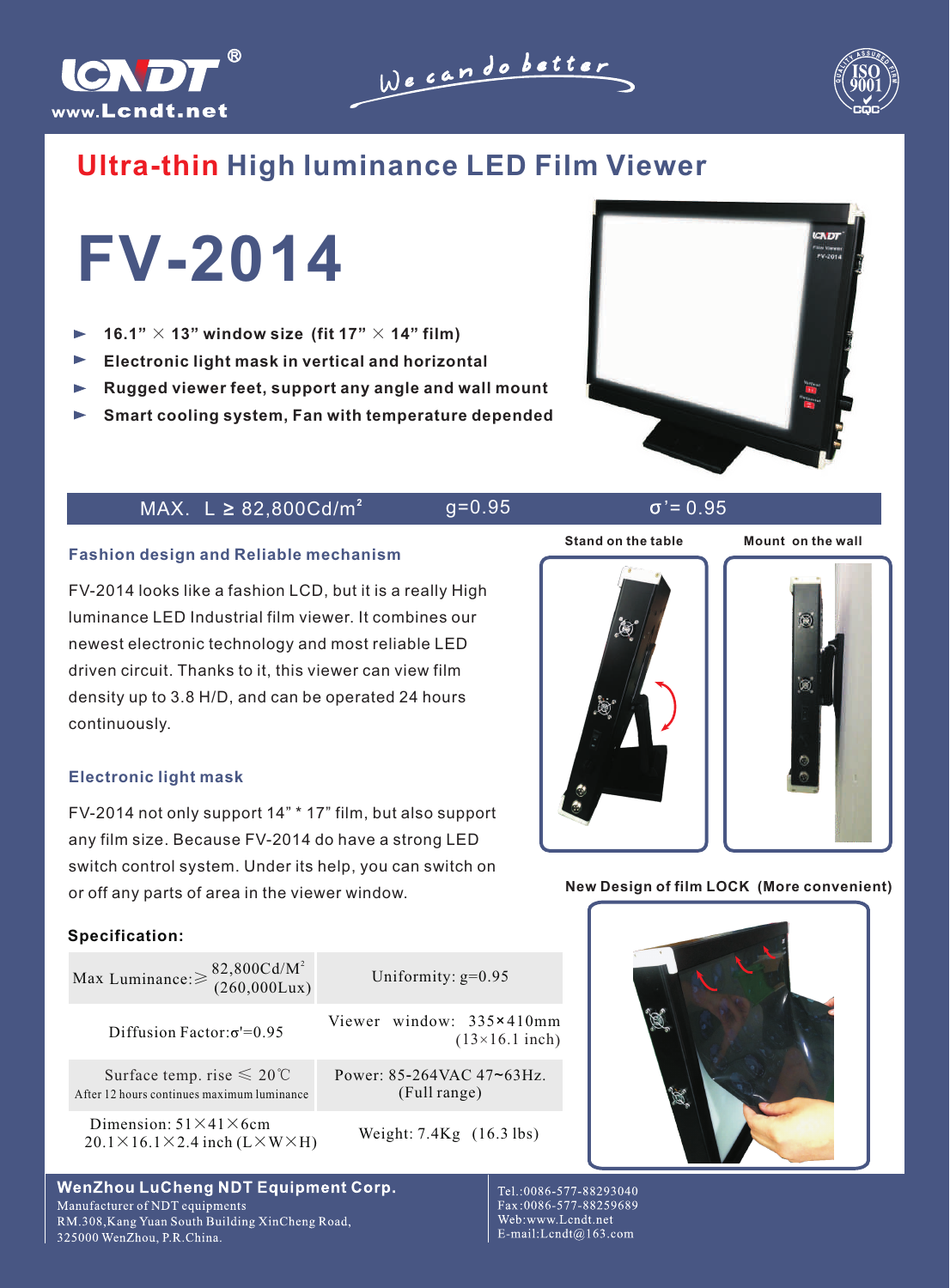LCNDT®

www.Lcndt.net

We can do better

# Ultra-thin High luminance LED Film Viewer

# FV-2014

- 16.1” × 13” window size (fit 17” × 14” film)
- Electronic light mask in vertical and horizontal
- Rugged viewer feet, support any angle and wall mount
- Smart cooling system, Fan with temperature depended

MAX. L ≥ 82,800Cd/m² g=0.95 σ’= 0.95

Stand on the table

Mount on the wall

### Fashion design and Reliable mechanism

FV-2014 looks like a fashion LCD, but it is a really High luminance LED Industrial film viewer. It combines our newest electronic technology and most reliable LED driven circuit. Thanks to it, this viewer can view film density up to 3.8 H/D, and can be operated 24 hours continuously.

### Electronic light mask

FV-2014 not only support 14” * 17” film, but also support any film size. Because FV-2014 do have a strong LED switch control system. Under its help, you can switch on or off any parts of area in the viewer window.

New Design of film LOCK (More convenient)

### Specification:

| | |
|---|---|
| Max Luminance:≥ 82,800Cd/M² (260,000Lux) | Uniformity: g=0.95 |
| Diffusion Factor:σ'=0.95 | Viewer window: 335×410mm (13×16.1 inch) |
| Surface temp. rise ≤ 20℃ After 12 hours continues maximum luminance | Power: 85-264VAC 47~63Hz. (Full range) |
| Dimension: 51×41×6cm 20.1×16.1×2.4 inch (L×W×H) | Weight: 7.4Kg (16.3 lbs) |

**WenZhou LuCheng NDT Equipment Corp.**
Manufacturer of NDT equipments
RM.308,Kang Yuan South Building XinCheng Road,
325000 WenZhou, P.R.China.

Tel.:0086-577-88293040
Fax:0086-577-88259689
Web:www.Lcndt.net
E-mail:Lcndt@163.com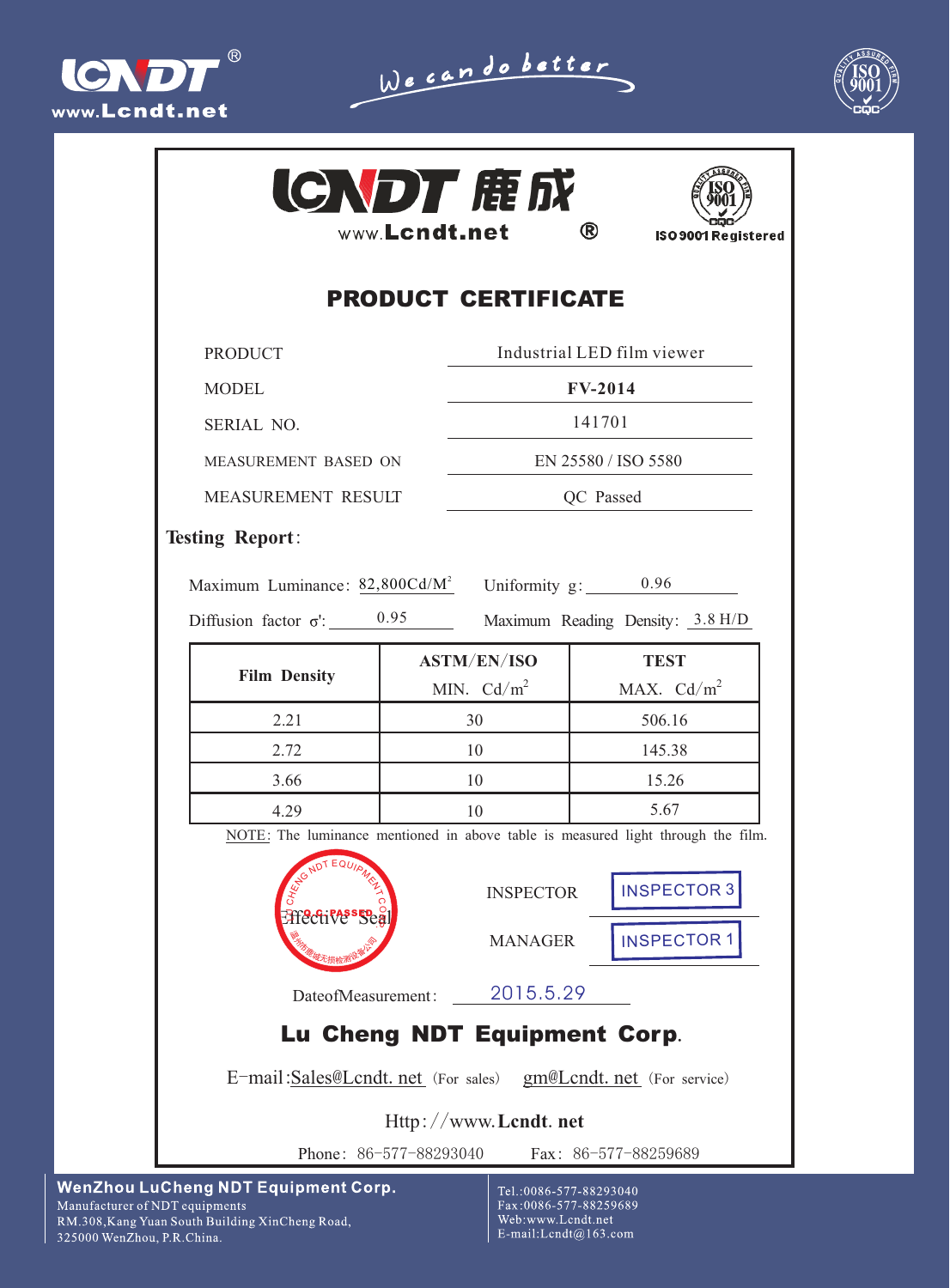www.Lcndt.net

We can do better

LCNDT 鹿成

www.Lcndt.net ®

ISO 9001 Registered

# PRODUCT CERTIFICATE

| | |
|---|---|
| PRODUCT | Industrial LED film viewer |
| MODEL | **FV-2014** |
| SERIAL NO. | 141701 |
| MEASUREMENT BASED ON | EN 25580 / ISO 5580 |
| MEASUREMENT RESULT | QC Passed |

**Testing Report**:

Maximum Luminance: 82,800Cd/$M^2$ Uniformity g: 0.96

Diffusion factor σ': 0.95 Maximum Reading Density: 3.8 H/D

| Film Density | ASTM/EN/ISO MIN. Cd/$m^2$ | TEST MAX. Cd/$m^2$ |
|---|---|---|
| 2.21 | 30 | 506.16 |
| 2.72 | 10 | 145.38 |
| 3.66 | 10 | 15.26 |
| 4.29 | 10 | 5.67 |

NOTE: The luminance mentioned in above table is measured light through the film.

Effective Seal (Q.C.PASSED)

INSPECTOR: INSPECTOR 3

MANAGER: INSPECTOR 1

DateofMeasurement: 2015.5.29

## Lu Cheng NDT Equipment Corp.

E-mail: Sales@Lcndt. net (For sales) gm@Lcndt. net (For service)

Http://www.Lcndt. net

Phone: 86-577-88293040 Fax: 86-577-88259689

**WenZhou LuCheng NDT Equipment Corp.**
Manufacturer of NDT equipments
RM.308,Kang Yuan South Building XinCheng Road,
325000 WenZhou, P.R.China.

Tel.:0086-577-88293040
Fax:0086-577-88259689
Web:www.Lcndt.net
E-mail:Lcndt@163.com